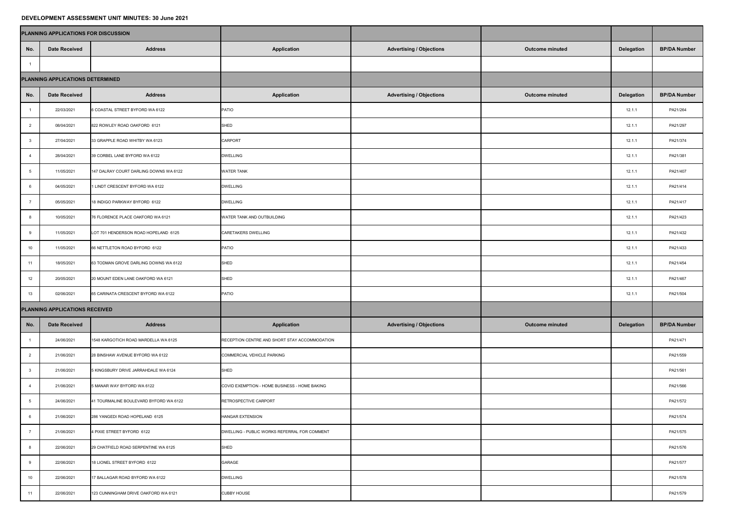# DEVELOPMENT ASSESSMENT UNIT MINUTES: 30 June 2021

| PLANNING APPLICATIONS FOR DISCUSSION | | | | | | | |
|---|---|---|---|---|---|---|---|
| **No.** | **Date Received** | **Address** | **Application** | **Advertising / Objections** | **Outcome minuted** | **Delegation** | **BP/DA Number** |
| 1 | | | | | | | |
| **PLANNING APPLICATIONS DETERMINED** | | | | | | | |
| **No.** | **Date Received** | **Address** | **Application** | **Advertising / Objections** | **Outcome minuted** | **Delegation** | **BP/DA Number** |
| 1 | 22/03/2021 | 6 COASTAL STREET BYFORD WA 6122 | PATIO | | | 12.1.1 | PA21/264 |
| 2 | 08/04/2021 | 822 ROWLEY ROAD OAKFORD 6121 | SHED | | | 12.1.1 | PA21/297 |
| 3 | 27/04/2021 | 33 GRAPPLE ROAD WHITBY WA 6123 | CARPORT | | | 12.1.1 | PA21/374 |
| 4 | 28/04/2021 | 39 CORBEL LANE BYFORD WA 6122 | DWELLING | | | 12.1.1 | PA21/381 |
| 5 | 11/05/2021 | 147 DALRAY COURT DARLING DOWNS WA 6122 | WATER TANK | | | 12.1.1 | PA21/407 |
| 6 | 04/05/2021 | 1 LINDT CRESCENT BYFORD WA 6122 | DWELLING | | | 12.1.1 | PA21/414 |
| 7 | 05/05/2021 | 18 INDIGO PARKWAY BYFORD 6122 | DWELLING | | | 12.1.1 | PA21/417 |
| 8 | 10/05/2021 | 76 FLORENCE PLACE OAKFORD WA 6121 | WATER TANK AND OUTBUILDING | | | 12.1.1 | PA21/423 |
| 9 | 11/05/2021 | LOT 701 HENDERSON ROAD HOPELAND 6125 | CARETAKERS DWELLING | | | 12.1.1 | PA21/432 |
| 10 | 11/05/2021 | 66 NETTLETON ROAD BYFORD 6122 | PATIO | | | 12.1.1 | PA21/433 |
| 11 | 18/05/2021 | 63 TODMAN GROVE DARLING DOWNS WA 6122 | SHED | | | 12.1.1 | PA21/454 |
| 12 | 20/05/2021 | 20 MOUNT EDEN LANE OAKFORD WA 6121 | SHED | | | 12.1.1 | PA21/467 |
| 13 | 02/06/2021 | 65 CARINATA CRESCENT BYFORD WA 6122 | PATIO | | | 12.1.1 | PA21/504 |
| **PLANNING APPLICATIONS RECEIVED** | | | | | | | |
| **No.** | **Date Received** | **Address** | **Application** | **Advertising / Objections** | **Outcome minuted** | **Delegation** | **BP/DA Number** |
| 1 | 24/06/2021 | 1548 KARGOTICH ROAD MARDELLA WA 6125 | RECEPTION CENTRE AND SHORT STAY ACCOMMODATION | | | | PA21/471 |
| 2 | 21/06/2021 | 28 BINSHAW AVENUE BYFORD WA 6122 | COMMERCIAL VEHICLE PARKING | | | | PA21/559 |
| 3 | 21/06/2021 | 5 KINGSBURY DRIVE JARRAHDALE WA 6124 | SHED | | | | PA21/561 |
| 4 | 21/06/2021 | 5 MANAR WAY BYFORD WA 6122 | COVID EXEMPTION - HOME BUSINESS - HOME BAKING | | | | PA21/566 |
| 5 | 24/06/2021 | 41 TOURMALINE BOULEVARD BYFORD WA 6122 | RETROSPECTIVE CARPORT | | | | PA21/572 |
| 6 | 21/06/2021 | 286 YANGEDI ROAD HOPELAND 6125 | HANGAR EXTENSION | | | | PA21/574 |
| 7 | 21/06/2021 | 4 PIXIE STREET BYFORD 6122 | DWELLING - PUBLIC WORKS REFERRAL FOR COMMENT | | | | PA21/575 |
| 8 | 22/06/2021 | 29 CHATFIELD ROAD SERPENTINE WA 6125 | SHED | | | | PA21/576 |
| 9 | 22/06/2021 | 18 LIONEL STREET BYFORD 6122 | GARAGE | | | | PA21/577 |
| 10 | 22/06/2021 | 17 BALLAGAR ROAD BYFORD WA 6122 | DWELLING | | | | PA21/578 |
| 11 | 22/06/2021 | 123 CUNNINGHAM DRIVE OAKFORD WA 6121 | CUBBY HOUSE | | | | PA21/579 |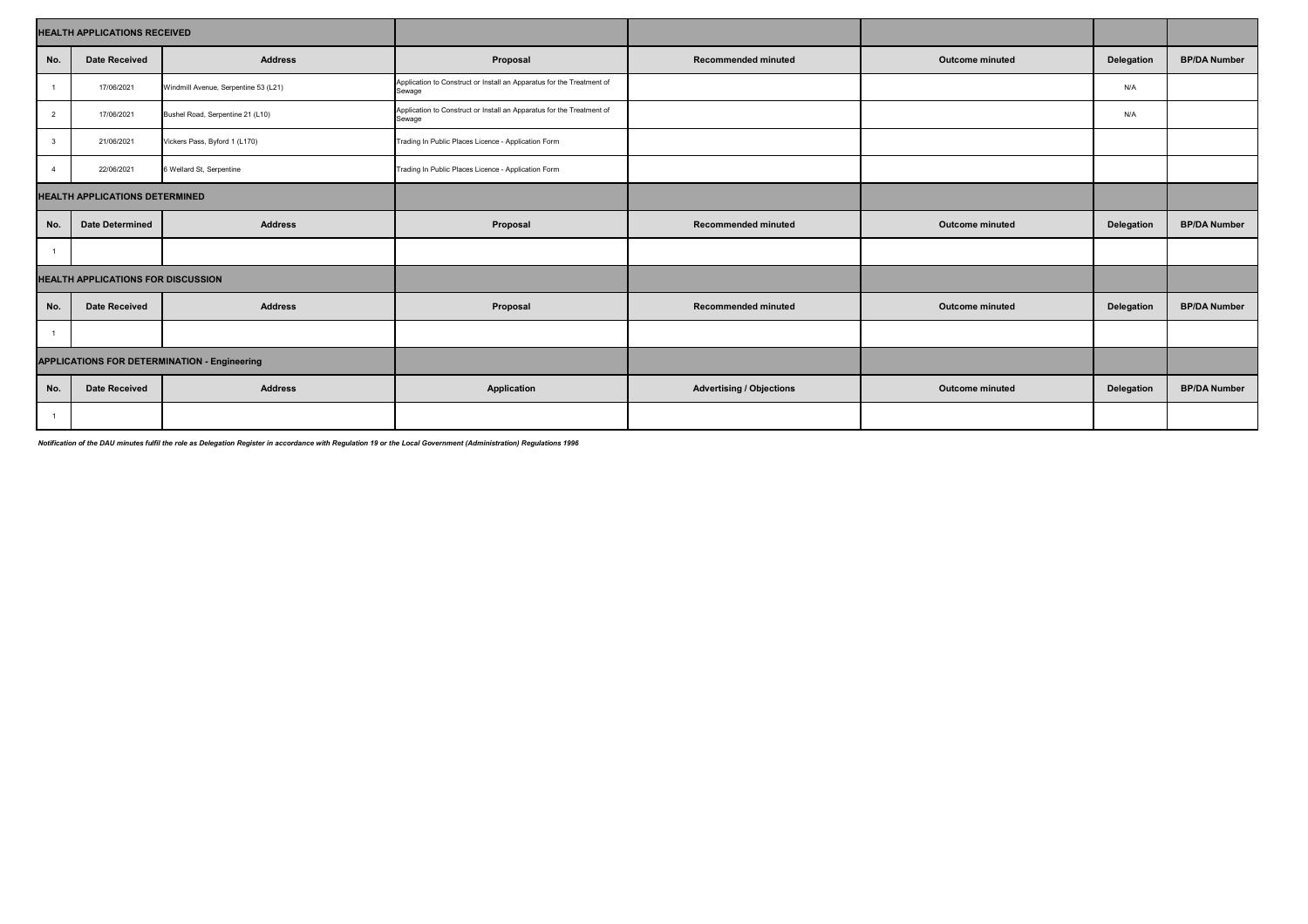| HEALTH APPLICATIONS RECEIVED | | | | | | | |
|---|---|---|---|---|---|---|---|
| **No.** | **Date Received** | **Address** | **Proposal** | **Recommended minuted** | **Outcome minuted** | **Delegation** | **BP/DA Number** |
| 1 | 17/06/2021 | Windmill Avenue, Serpentine 53 (L21) | Application to Construct or Install an Apparatus for the Treatment of Sewage | | | N/A | |
| 2 | 17/06/2021 | Bushel Road, Serpentine 21 (L10) | Application to Construct or Install an Apparatus for the Treatment of Sewage | | | N/A | |
| 3 | 21/06/2021 | Vickers Pass, Byford 1 (L170) | Trading In Public Places Licence - Application Form | | | | |
| 4 | 22/06/2021 | 6 Wellard St, Serpentine | Trading In Public Places Licence - Application Form | | | | |

| HEALTH APPLICATIONS DETERMINED | | | | | | | |
|---|---|---|---|---|---|---|---|
| **No.** | **Date Determined** | **Address** | **Proposal** | **Recommended minuted** | **Outcome minuted** | **Delegation** | **BP/DA Number** |
| 1 | | | | | | | |

| HEALTH APPLICATIONS FOR DISCUSSION | | | | | | | |
|---|---|---|---|---|---|---|---|
| **No.** | **Date Received** | **Address** | **Proposal** | **Recommended minuted** | **Outcome minuted** | **Delegation** | **BP/DA Number** |
| 1 | | | | | | | |

| APPLICATIONS FOR DETERMINATION - Engineering | | | | | | | |
|---|---|---|---|---|---|---|---|
| **No.** | **Date Received** | **Address** | **Application** | **Advertising / Objections** | **Outcome minuted** | **Delegation** | **BP/DA Number** |
| 1 | | | | | | | |

***Notification of the DAU minutes fulfil the role as Delegation Register in accordance with Regulation 19 or the Local Government (Administration) Regulations 1996***